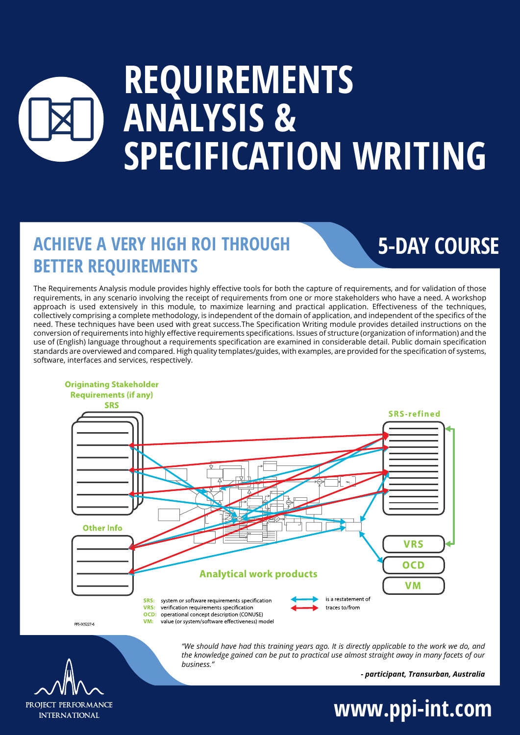# REQUIREMENTS ANALYSIS & SPECIFICATION WRITING

## ACHIEVE A VERY HIGH ROI THROUGH BETTER REQUIREMENTS

## 5-DAY COURSE

The Requirements Analysis module provides highly effective tools for both the capture of requirements, and for validation of those requirements, in any scenario involving the receipt of requirements from one or more stakeholders who have a need. A workshop approach is used extensively in this module, to maximize learning and practical application. Effectiveness of the techniques, collectively comprising a complete methodology, is independent of the domain of application, and independent of the specifics of the need. These techniques have been used with great success.The Specification Writing module provides detailed instructions on the conversion of requirements into highly effective requirements specifications. Issues of structure (organization of information) and the use of (English) language throughout a requirements specification are examined in considerable detail. Public domain specification standards are overviewed and compared. High quality templates/guides, with examples, are provided for the specification of systems, software, interfaces and services, respectively.

Originating Stakeholder Requirements (if any) SRS

SRS-refined

Other Info

Analytical work products

VRS

OCD

VM

SRS: system or software requirements specification
VRS: verification requirements specification
OCD: operational concept description (CONUSE)
VM: value (or system/software effectiveness) model

(blue arrow) is a restatement of
(red arrow) traces to/from

PPI-005227-6

*"We should have had this training years ago. It is directly applicable to the work we do, and the knowledge gained can be put to practical use almost straight away in many facets of our business."*

***- participant, Transurban, Australia***

PROJECT PERFORMANCE INTERNATIONAL

**www.ppi-int.com**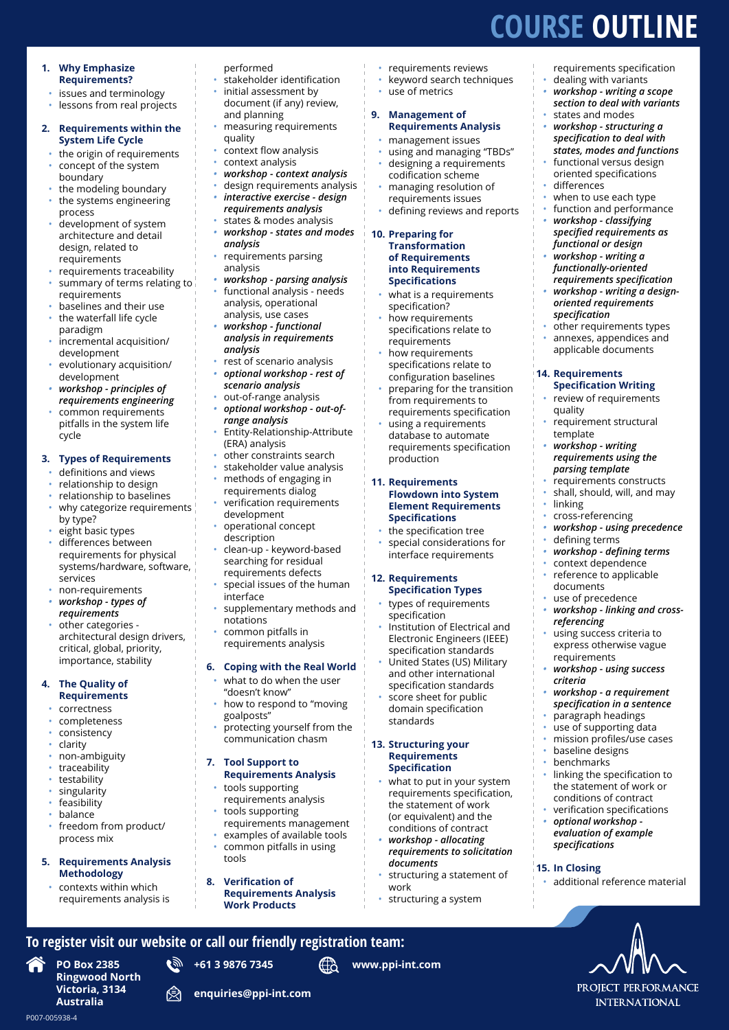# COURSE OUTLINE

1. **Why Emphasize Requirements?**
   - issues and terminology
   - lessons from real projects

2. **Requirements within the System Life Cycle**
   - the origin of requirements
   - concept of the system boundary
   - the modeling boundary
   - the systems engineering process
   - development of system architecture and detail design, related to requirements
   - requirements traceability
   - summary of terms relating to requirements
   - baselines and their use
   - the waterfall life cycle paradigm
   - incremental acquisition/development
   - evolutionary acquisition/development
   - ***workshop - principles of requirements engineering***
   - common requirements pitfalls in the system life cycle

3. **Types of Requirements**
   - definitions and views
   - relationship to design
   - relationship to baselines
   - why categorize requirements by type?
   - eight basic types
   - differences between requirements for physical systems/hardware, software, services
   - non-requirements
   - ***workshop - types of requirements***
   - other categories - architectural design drivers, critical, global, priority, importance, stability

4. **The Quality of Requirements**
   - correctness
   - completeness
   - consistency
   - clarity
   - non-ambiguity
   - traceability
   - testability
   - singularity
   - feasibility
   - balance
   - freedom from product/process mix

5. **Requirements Analysis Methodology**
   - contexts within which requirements analysis is performed
   - stakeholder identification
   - initial assessment by document (if any) review, and planning
   - measuring requirements quality
   - context flow analysis
   - context analysis
   - ***workshop - context analysis***
   - design requirements analysis
   - ***interactive exercise - design requirements analysis***
   - states & modes analysis
   - ***workshop - states and modes analysis***
   - requirements parsing analysis
   - ***workshop - parsing analysis***
   - functional analysis - needs analysis, operational analysis, use cases
   - ***workshop - functional analysis in requirements analysis***
   - rest of scenario analysis
   - ***optional workshop - rest of scenario analysis***
   - out-of-range analysis
   - ***optional workshop - out-of-range analysis***
   - Entity-Relationship-Attribute (ERA) analysis
   - other constraints search
   - stakeholder value analysis
   - methods of engaging in requirements dialog
   - verification requirements development
   - operational concept description
   - clean-up - keyword-based searching for residual requirements defects
   - special issues of the human interface
   - supplementary methods and notations
   - common pitfalls in requirements analysis

6. **Coping with the Real World**
   - what to do when the user "doesn't know"
   - how to respond to "moving goalposts"
   - protecting yourself from the communication chasm

7. **Tool Support to Requirements Analysis**
   - tools supporting requirements analysis
   - tools supporting requirements management
   - examples of available tools
   - common pitfalls in using tools

8. **Verification of Requirements Analysis Work Products**
   - requirements reviews
   - keyword search techniques
   - use of metrics

9. **Management of Requirements Analysis**
   - management issues
   - using and managing "TBDs"
   - designing a requirements codification scheme
   - managing resolution of requirements issues
   - defining reviews and reports

10. **Preparing for Transformation of Requirements into Requirements Specifications**
    - what is a requirements specification?
    - how requirements specifications relate to requirements
    - how requirements specifications relate to configuration baselines
    - preparing for the transition from requirements to requirements specification
    - using a requirements database to automate requirements specification production

11. **Requirements Flowdown into System Element Requirements Specifications**
    - the specification tree
    - special considerations for interface requirements

12. **Requirements Specification Types**
    - types of requirements specification
    - Institution of Electrical and Electronic Engineers (IEEE) specification standards
    - United States (US) Military and other international specification standards
    - score sheet for public domain specification standards

13. **Structuring your Requirements Specification**
    - what to put in your system requirements specification, the statement of work (or equivalent) and the conditions of contract
    - ***workshop - allocating requirements to solicitation documents***
    - structuring a statement of work
    - structuring a system requirements specification
    - dealing with variants
    - ***workshop - writing a scope section to deal with variants***
    - states and modes
    - ***workshop - structuring a specification to deal with states, modes and functions***
    - functional versus design oriented specifications
    - differences
    - when to use each type
    - function and performance
    - ***workshop - classifying specified requirements as functional or design***
    - ***workshop - writing a functionally-oriented requirements specification***
    - ***workshop - writing a design-oriented requirements specification***
    - other requirements types
    - annexes, appendices and applicable documents

14. **Requirements Specification Writing**
    - review of requirements quality
    - requirement structural template
    - ***workshop - writing requirements using the parsing template***
    - requirements constructs
    - shall, should, will, and may
    - linking
    - cross-referencing
    - ***workshop - using precedence***
    - defining terms
    - ***workshop - defining terms***
    - context dependence
    - reference to applicable documents
    - use of precedence
    - ***workshop - linking and cross-referencing***
    - using success criteria to express otherwise vague requirements
    - ***workshop - using success criteria***
    - ***workshop - a requirement specification in a sentence***
    - paragraph headings
    - use of supporting data
    - mission profiles/use cases
    - baseline designs
    - benchmarks
    - linking the specification to the statement of work or conditions of contract
    - verification specifications
    - ***optional workshop - evaluation of example specifications***

15. **In Closing**
    - additional reference material

## To register visit our website or call our friendly registration team:

**PO Box 2385 Ringwood North Victoria, 3134 Australia**

**+61 3 9876 7345**

**www.ppi-int.com**

**enquiries@ppi-int.com**

PROJECT PERFORMANCE INTERNATIONAL

P007-005938-4